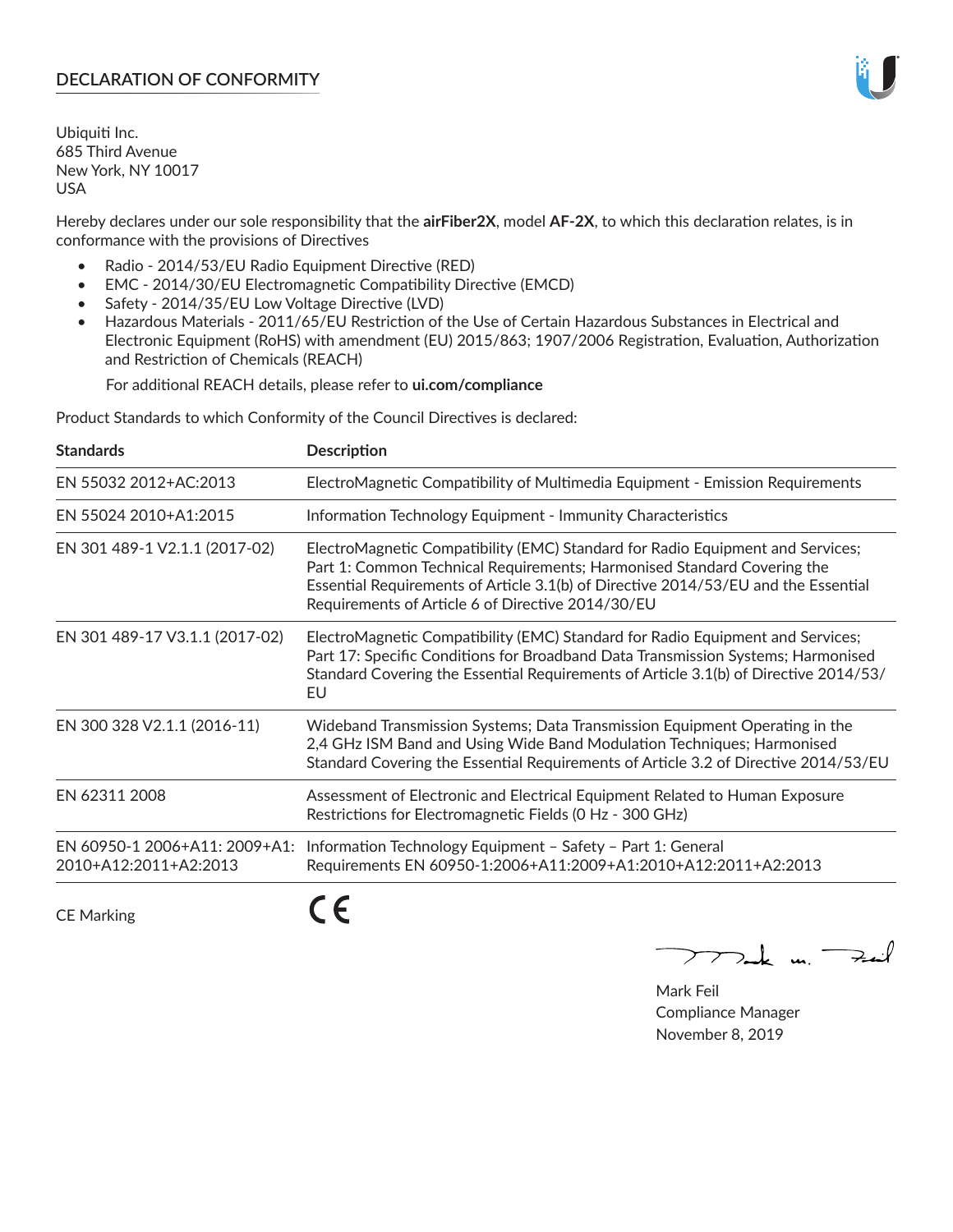# DECLARATION OF CONFORMITY

Ubiquiti Inc.
685 Third Avenue
New York, NY 10017
USA

Hereby declares under our sole responsibility that the **airFiber2X**, model **AF-2X**, to which this declaration relates, is in conformance with the provisions of Directives

- Radio - 2014/53/EU Radio Equipment Directive (RED)
- EMC - 2014/30/EU Electromagnetic Compatibility Directive (EMCD)
- Safety - 2014/35/EU Low Voltage Directive (LVD)
- Hazardous Materials - 2011/65/EU Restriction of the Use of Certain Hazardous Substances in Electrical and Electronic Equipment (RoHS) with amendment (EU) 2015/863; 1907/2006 Registration, Evaluation, Authorization and Restriction of Chemicals (REACH)

For additional REACH details, please refer to **ui.com/compliance**

Product Standards to which Conformity of the Council Directives is declared:

| Standards | Description |
|---|---|
| EN 55032 2012+AC:2013 | ElectroMagnetic Compatibility of Multimedia Equipment - Emission Requirements |
| EN 55024 2010+A1:2015 | Information Technology Equipment - Immunity Characteristics |
| EN 301 489-1 V2.1.1 (2017-02) | ElectroMagnetic Compatibility (EMC) Standard for Radio Equipment and Services; Part 1: Common Technical Requirements; Harmonised Standard Covering the Essential Requirements of Article 3.1(b) of Directive 2014/53/EU and the Essential Requirements of Article 6 of Directive 2014/30/EU |
| EN 301 489-17 V3.1.1 (2017-02) | ElectroMagnetic Compatibility (EMC) Standard for Radio Equipment and Services; Part 17: Specific Conditions for Broadband Data Transmission Systems; Harmonised Standard Covering the Essential Requirements of Article 3.1(b) of Directive 2014/53/EU |
| EN 300 328 V2.1.1 (2016-11) | Wideband Transmission Systems; Data Transmission Equipment Operating in the 2,4 GHz ISM Band and Using Wide Band Modulation Techniques; Harmonised Standard Covering the Essential Requirements of Article 3.2 of Directive 2014/53/EU |
| EN 62311 2008 | Assessment of Electronic and Electrical Equipment Related to Human Exposure Restrictions for Electromagnetic Fields (0 Hz - 300 GHz) |
| EN 60950-1 2006+A11: 2009+A1: 2010+A12:2011+A2:2013 | Information Technology Equipment – Safety – Part 1: General Requirements EN 60950-1:2006+A11:2009+A1:2010+A12:2011+A2:2013 |

CE Marking CE

Mark Feil
Compliance Manager
November 8, 2019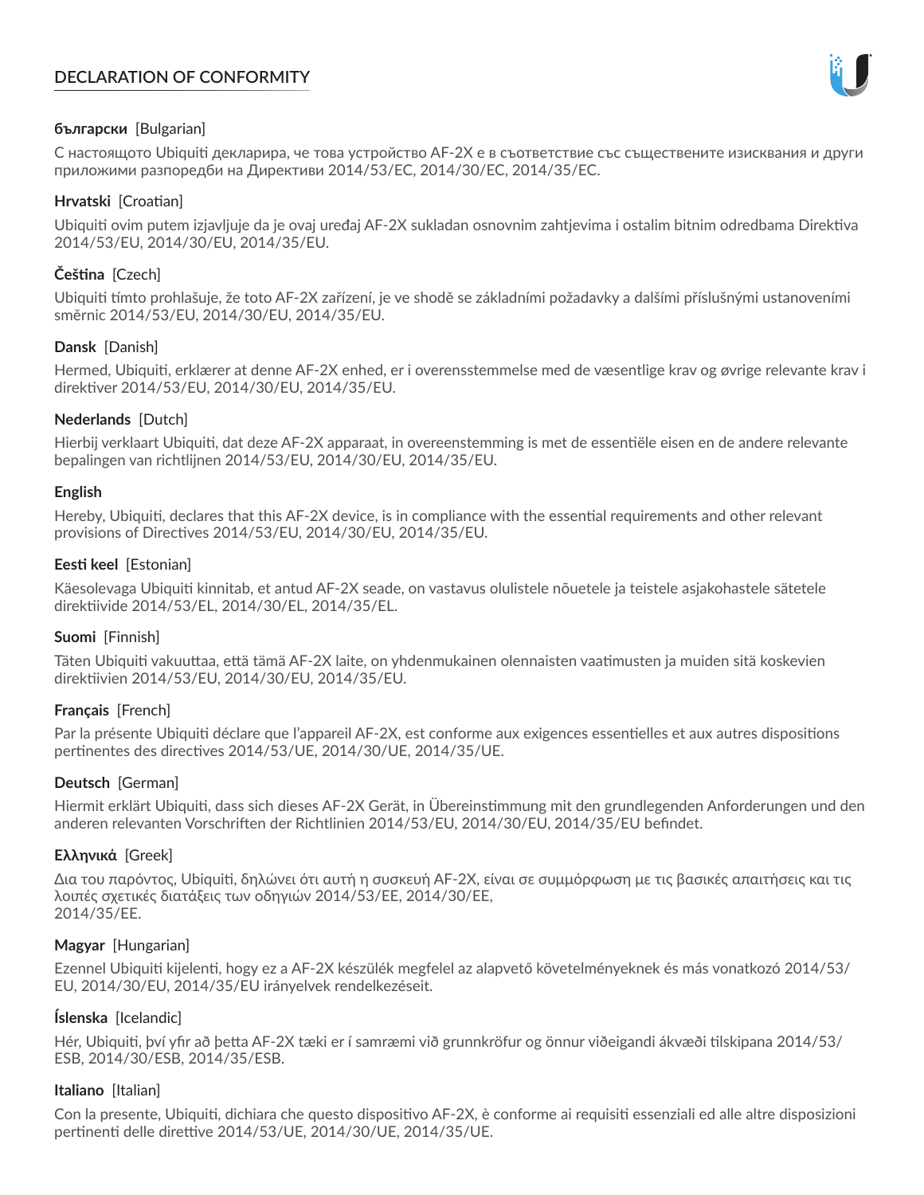# DECLARATION OF CONFORMITY

**български** [Bulgarian]

С настоящото Ubiquiti декларира, че това устройство AF-2X е в съответствие със съществените изисквания и други приложими разпоредби на Директиви 2014/53/EC, 2014/30/EC, 2014/35/EC.

**Hrvatski** [Croatian]

Ubiquiti ovim putem izjavljuje da je ovaj uređaj AF-2X sukladan osnovnim zahtjevima i ostalim bitnim odredbama Direktiva 2014/53/EU, 2014/30/EU, 2014/35/EU.

**Čeština** [Czech]

Ubiquiti tímto prohlašuje, že toto AF-2X zařízení, je ve shodě se základními požadavky a dalšími příslušnými ustanoveními směrnic 2014/53/EU, 2014/30/EU, 2014/35/EU.

**Dansk** [Danish]

Hermed, Ubiquiti, erklærer at denne AF-2X enhed, er i overensstemmelse med de væsentlige krav og øvrige relevante krav i direktiver 2014/53/EU, 2014/30/EU, 2014/35/EU.

**Nederlands** [Dutch]

Hierbij verklaart Ubiquiti, dat deze AF-2X apparaat, in overeenstemming is met de essentiële eisen en de andere relevante bepalingen van richtlijnen 2014/53/EU, 2014/30/EU, 2014/35/EU.

**English**

Hereby, Ubiquiti, declares that this AF-2X device, is in compliance with the essential requirements and other relevant provisions of Directives 2014/53/EU, 2014/30/EU, 2014/35/EU.

**Eesti keel** [Estonian]

Käesolevaga Ubiquiti kinnitab, et antud AF-2X seade, on vastavus olulistele nõuetele ja teistele asjakohastele sätetele direktiivide 2014/53/EL, 2014/30/EL, 2014/35/EL.

**Suomi** [Finnish]

Täten Ubiquiti vakuuttaa, että tämä AF-2X laite, on yhdenmukainen olennaisten vaatimusten ja muiden sitä koskevien direktiivien 2014/53/EU, 2014/30/EU, 2014/35/EU.

**Français** [French]

Par la présente Ubiquiti déclare que l'appareil AF-2X, est conforme aux exigences essentielles et aux autres dispositions pertinentes des directives 2014/53/UE, 2014/30/UE, 2014/35/UE.

**Deutsch** [German]

Hiermit erklärt Ubiquiti, dass sich dieses AF-2X Gerät, in Übereinstimmung mit den grundlegenden Anforderungen und den anderen relevanten Vorschriften der Richtlinien 2014/53/EU, 2014/30/EU, 2014/35/EU befindet.

**Ελληνικά** [Greek]

Δια του παρόντος, Ubiquiti, δηλώνει ότι αυτή η συσκευή AF-2X, είναι σε συμμόρφωση με τις βασικές απαιτήσεις και τις λοιπές σχετικές διατάξεις των οδηγιών 2014/53/EE, 2014/30/EE, 2014/35/EE.

**Magyar** [Hungarian]

Ezennel Ubiquiti kijelenti, hogy ez a AF-2X készülék megfelel az alapvető követelményeknek és más vonatkozó 2014/53/EU, 2014/30/EU, 2014/35/EU irányelvek rendelkezéseit.

**Íslenska** [Icelandic]

Hér, Ubiquiti, því yfir að þetta AF-2X tæki er í samræmi við grunnkröfur og önnur viðeigandi ákvæði tilskipana 2014/53/ESB, 2014/30/ESB, 2014/35/ESB.

**Italiano** [Italian]

Con la presente, Ubiquiti, dichiara che questo dispositivo AF-2X, è conforme ai requisiti essenziali ed alle altre disposizioni pertinenti delle direttive 2014/53/UE, 2014/30/UE, 2014/35/UE.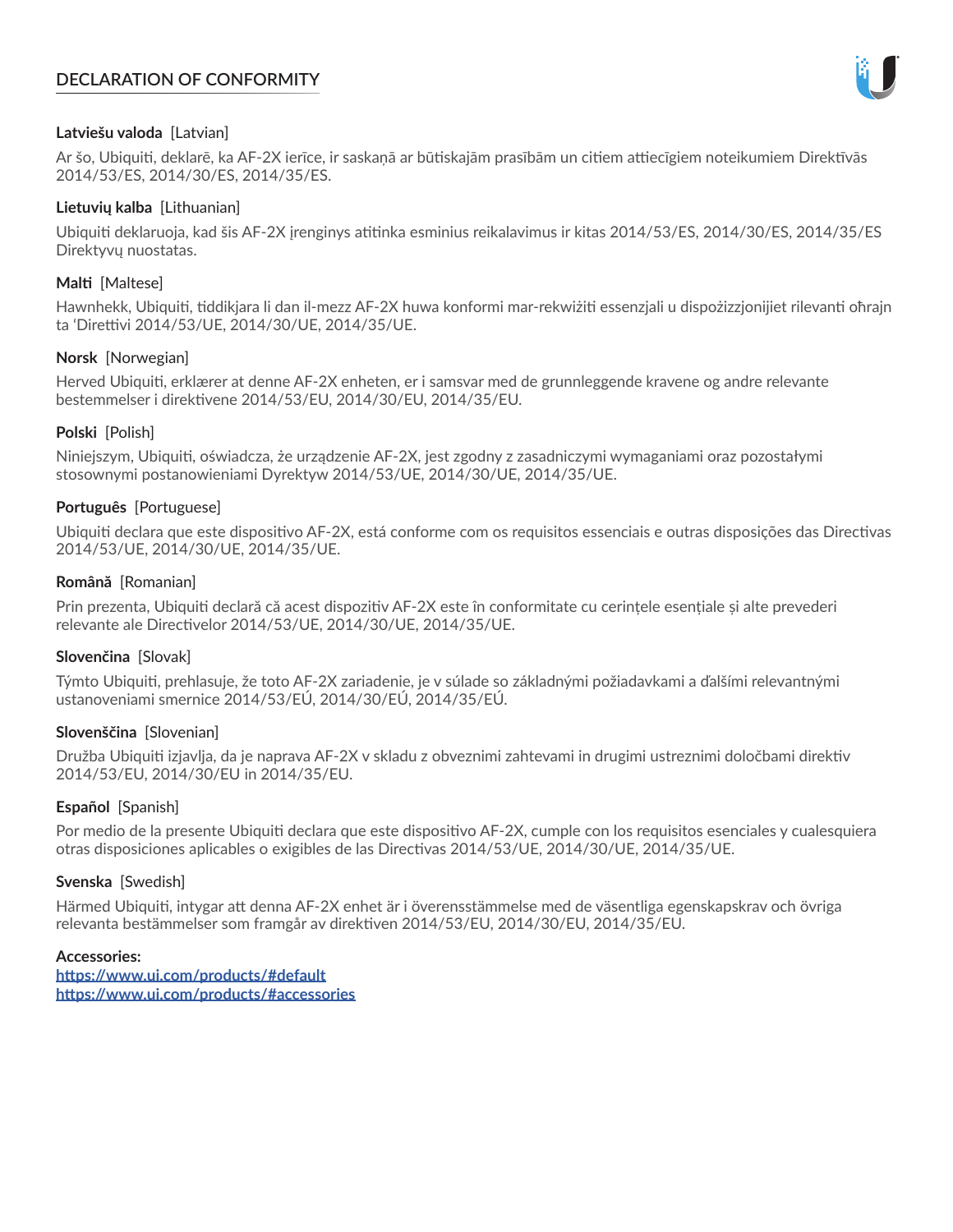# DECLARATION OF CONFORMITY

**Latviešu valoda** [Latvian]

Ar šo, Ubiquiti, deklarē, ka AF-2X ierīce, ir saskaņā ar būtiskajām prasībām un citiem attiecīgiem noteikumiem Direktīvās 2014/53/ES, 2014/30/ES, 2014/35/ES.

**Lietuvių kalba** [Lithuanian]

Ubiquiti deklaruoja, kad šis AF-2X įrenginys atitinka esminius reikalavimus ir kitas 2014/53/ES, 2014/30/ES, 2014/35/ES Direktyvų nuostatas.

**Malti** [Maltese]

Hawnhekk, Ubiquiti, tiddikjara li dan il-mezz AF-2X huwa konformi mar-rekwiżiti essenzjali u dispożizzjonijiet rilevanti oħrajn ta 'Direttivi 2014/53/UE, 2014/30/UE, 2014/35/UE.

**Norsk** [Norwegian]

Herved Ubiquiti, erklærer at denne AF-2X enheten, er i samsvar med de grunnleggende kravene og andre relevante bestemmelser i direktivene 2014/53/EU, 2014/30/EU, 2014/35/EU.

**Polski** [Polish]

Niniejszym, Ubiquiti, oświadcza, że urządzenie AF-2X, jest zgodny z zasadniczymi wymaganiami oraz pozostałymi stosownymi postanowieniami Dyrektyw 2014/53/UE, 2014/30/UE, 2014/35/UE.

**Português** [Portuguese]

Ubiquiti declara que este dispositivo AF-2X, está conforme com os requisitos essenciais e outras disposições das Directivas 2014/53/UE, 2014/30/UE, 2014/35/UE.

**Română** [Romanian]

Prin prezenta, Ubiquiti declară că acest dispozitiv AF-2X este în conformitate cu cerințele esențiale și alte prevederi relevante ale Directivelor 2014/53/UE, 2014/30/UE, 2014/35/UE.

**Slovenčina** [Slovak]

Týmto Ubiquiti, prehlasuje, že toto AF-2X zariadenie, je v súlade so základnými požiadavkami a ďalšími relevantnými ustanoveniami smernice 2014/53/EÚ, 2014/30/EÚ, 2014/35/EÚ.

**Slovenščina** [Slovenian]

Družba Ubiquiti izjavlja, da je naprava AF-2X v skladu z obveznimi zahtevami in drugimi ustreznimi določbami direktiv 2014/53/EU, 2014/30/EU in 2014/35/EU.

**Español** [Spanish]

Por medio de la presente Ubiquiti declara que este dispositivo AF-2X, cumple con los requisitos esenciales y cualesquiera otras disposiciones aplicables o exigibles de las Directivas 2014/53/UE, 2014/30/UE, 2014/35/UE.

**Svenska** [Swedish]

Härmed Ubiquiti, intygar att denna AF-2X enhet är i överensstämmelse med de väsentliga egenskapskrav och övriga relevanta bestämmelser som framgår av direktiven 2014/53/EU, 2014/30/EU, 2014/35/EU.

**Accessories:**
**https://www.ui.com/products/#default**
**https://www.ui.com/products/#accessories**